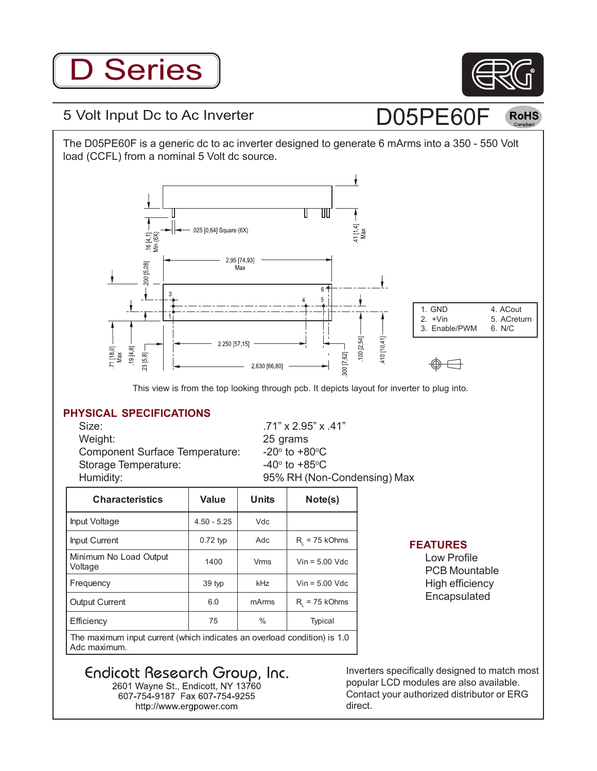# D Series

## 5 Volt Input Dc to Ac Inverter

# D05PE60F

RoHS Compliant

The D05PE60F is a generic dc to ac inverter designed to generate 6 mArms into a 350 - 550 Volt load (CCFL) from a nominal 5 Volt dc source.

.025 [0,64] Square (6X)

.16 [4,1] Min (6X)

.41 [1,4] Max

2.95 [74,93] Max

.200 [5,08]

2.250 [57,15]

2.630 [66,80]

.71 [18,0] Max

.19 [4,8]

.23 [5,8]

.300 [7,62]

.100 [2,54]

.410 [10,41]

| | |
|---|---|
| 1. GND | 4. ACout |
| 2. +Vin | 5. ACreturn |
| 3. Enable/PWM | 6. N/C |

This view is from the top looking through pcb. It depicts layout for inverter to plug into.

## PHYSICAL SPECIFICATIONS

| | |
|---|---|
| Size: | .71” x 2.95” x .41” |
| Weight: | 25 grams |
| Component Surface Temperature: | -20° to +80°C |
| Storage Temperature: | -40° to +85°C |
| Humidity: | 95% RH (Non-Condensing) Max |

| Characteristics | Value | Units | Note(s) |
|---|---|---|---|
| Input Voltage | 4.50 - 5.25 | Vdc | |
| Input Current | 0.72 typ | Adc | $R_L$ = 75 kOhms |
| Minimum No Load Output Voltage | 1400 | Vrms | Vin = 5.00 Vdc |
| Frequency | 39 typ | kHz | Vin = 5.00 Vdc |
| Output Current | 6.0 | mArms | $R_L$ = 75 kOhms |
| Efficiency | 75 | % | Typical |
| The maximum input current (which indicates an overload condition) is 1.0 Adc maximum. | | | |

## FEATURES

- Low Profile
- PCB Mountable
- High efficiency
- Encapsulated

**Endicott Research Group, Inc.**
2601 Wayne St., Endicott, NY 13760
607-754-9187 Fax 607-754-9255
http://www.ergpower.com

Inverters specifically designed to match most popular LCD modules are also available. Contact your authorized distributor or ERG direct.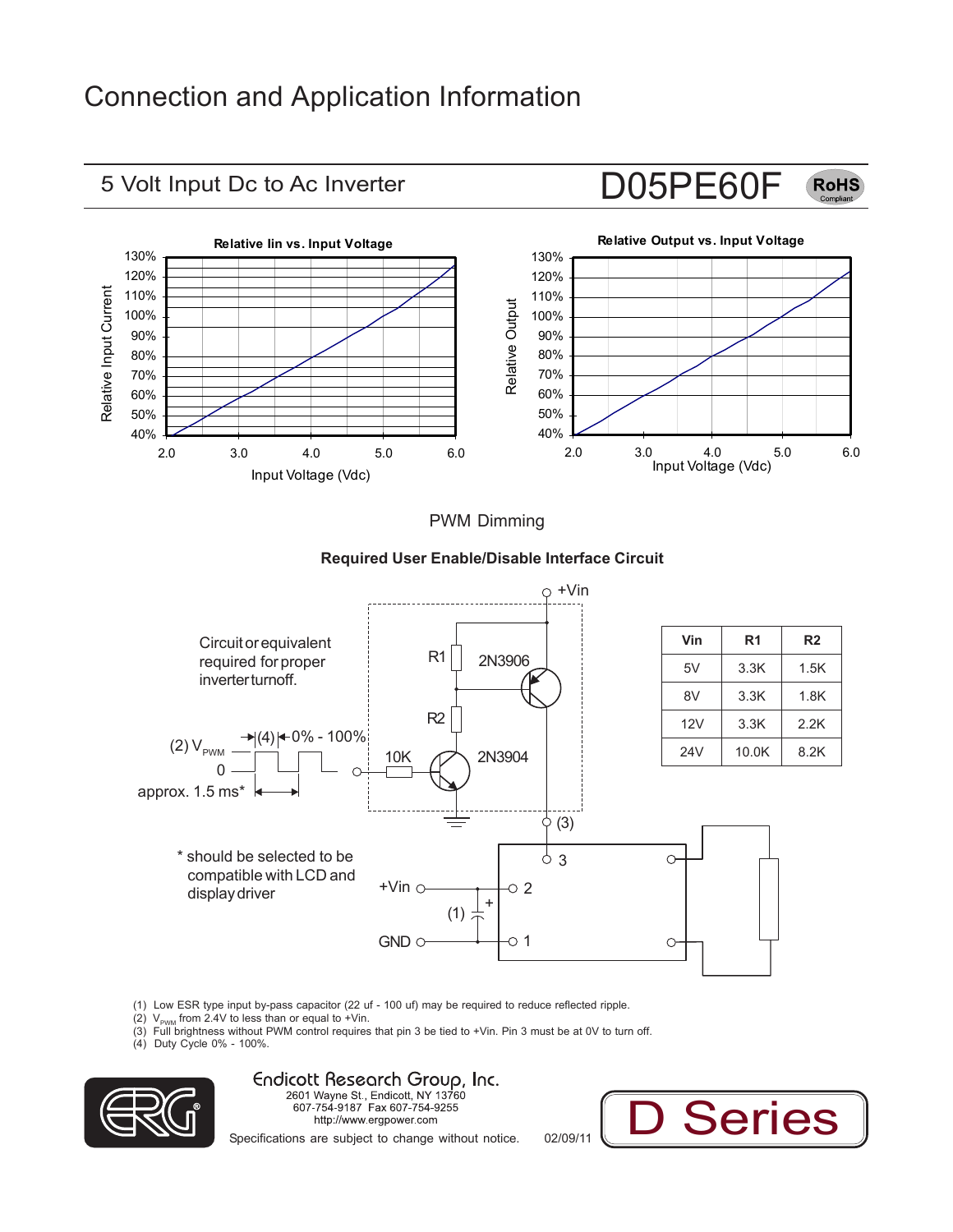# Connection and Application Information

## 5 Volt Input Dc to Ac Inverter

**D05PE60F**

RoHS Compliant

**Relative Iin vs. Input Voltage**

Relative Input Current

130%
120%
110%
100%
90%
80%
70%
60%
50%
40%

2.0 3.0 4.0 5.0 6.0

Input Voltage (Vdc)

**Relative Output vs. Input Voltage**

Relative Output

130%
120%
110%
100%
90%
80%
70%
60%
50%
40%

2.0 3.0 4.0 5.0 6.0

Input Voltage (Vdc)

PWM Dimming

**Required User Enable/Disable Interface Circuit**

Circuit or equivalent required for proper inverter turnoff.

+Vin

R1

2N3906

R2

10K

2N3904

(2) $V_{PWM}$

0

(4) 0% - 100%

approx. 1.5 ms*

(3)

3

2

1

+Vin

GND

(1)

+

* should be selected to be compatible with LCD and display driver

| Vin | R1 | R2 |
|---|---|---|
| 5V | 3.3K | 1.5K |
| 8V | 3.3K | 1.8K |
| 12V | 3.3K | 2.2K |
| 24V | 10.0K | 8.2K |

(1) Low ESR type input by-pass capacitor (22 uf - 100 uf) may be required to reduce reflected ripple.
(2) $V_{PWM}$ from 2.4V to less than or equal to +Vin.
(3) Full brightness without PWM control requires that pin 3 be tied to +Vin. Pin 3 must be at 0V to turn off.
(4) Duty Cycle 0% - 100%.

Endicott Research Group, Inc.
2601 Wayne St., Endicott, NY 13760
607-754-9187 Fax 607-754-9255
http://www.ergpower.com

Specifications are subject to change without notice. 02/09/11

D Series